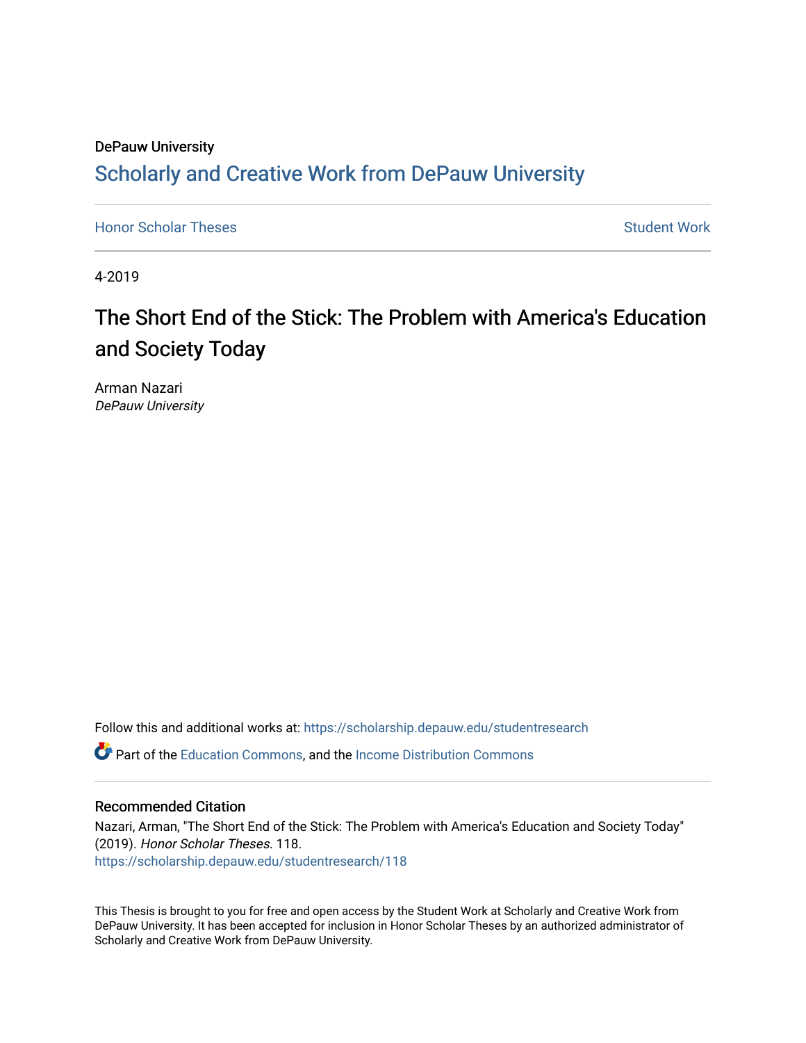DePauw University

# Scholarly and Creative Work from DePauw University

Honor Scholar Theses | Student Work

4-2019

# The Short End of the Stick: The Problem with America's Education and Society Today

Arman Nazari

*DePauw University*

Follow this and additional works at: https://scholarship.depauw.edu/studentresearch

Part of the Education Commons, and the Income Distribution Commons

## Recommended Citation

Nazari, Arman, "The Short End of the Stick: The Problem with America's Education and Society Today" (2019). *Honor Scholar Theses*. 118.

https://scholarship.depauw.edu/studentresearch/118

This Thesis is brought to you for free and open access by the Student Work at Scholarly and Creative Work from DePauw University. It has been accepted for inclusion in Honor Scholar Theses by an authorized administrator of Scholarly and Creative Work from DePauw University.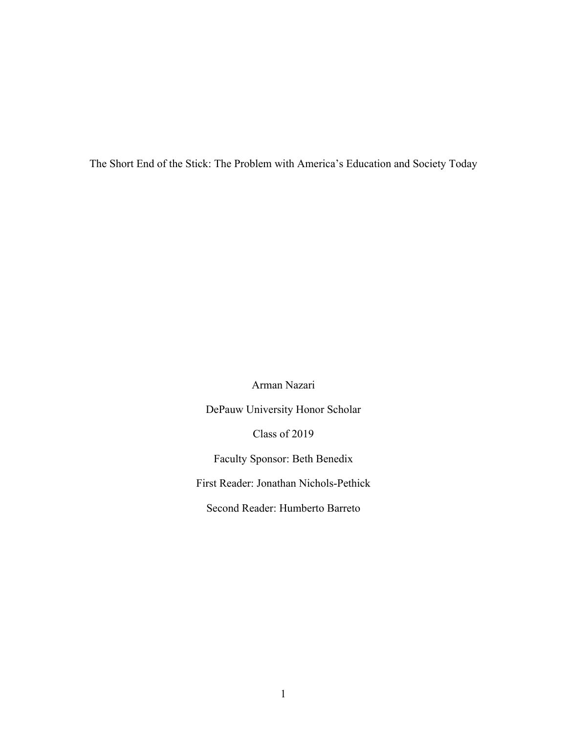# The Short End of the Stick: The Problem with America's Education and Society Today

Arman Nazari

DePauw University Honor Scholar

Class of 2019

Faculty Sponsor: Beth Benedix

First Reader: Jonathan Nichols-Pethick

Second Reader: Humberto Barreto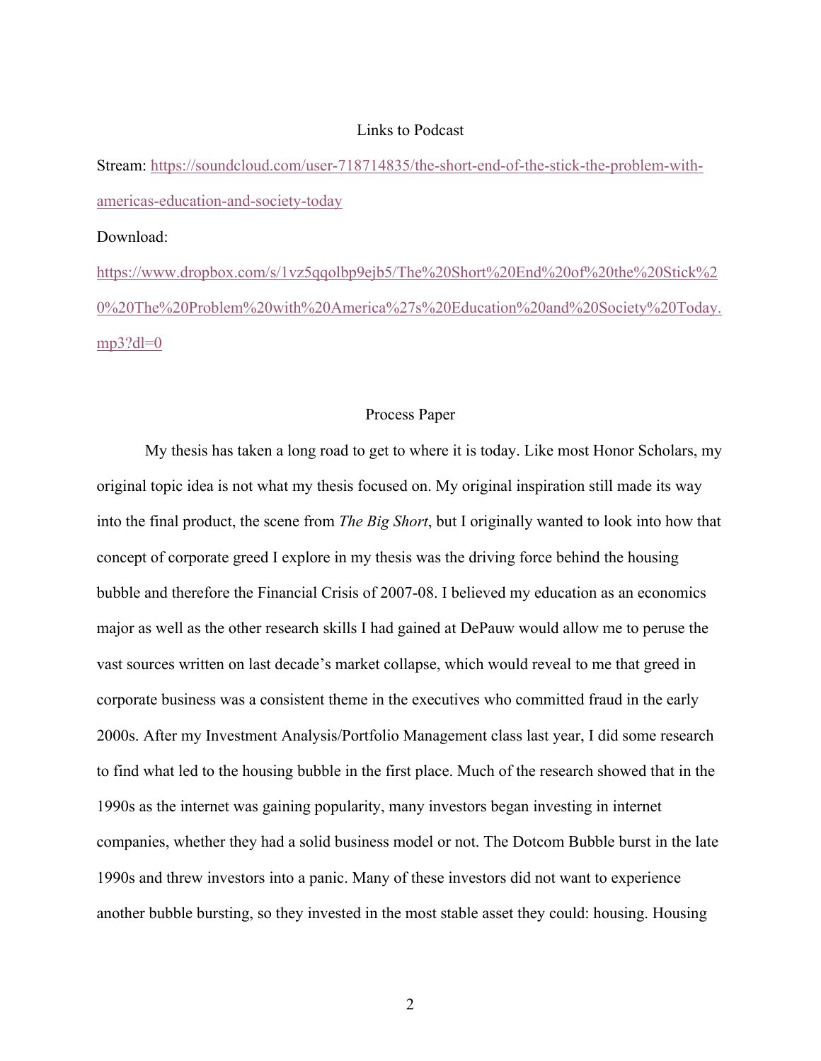# Links to Podcast

Stream: [https://soundcloud.com/user-718714835/the-short-end-of-the-stick-the-problem-with-americas-education-and-society-today](https://soundcloud.com/user-718714835/the-short-end-of-the-stick-the-problem-with-americas-education-and-society-today)

Download:

[https://www.dropbox.com/s/1vz5qqolbp9ejb5/The%20Short%20End%20of%20the%20Stick%20%20The%20Problem%20with%20America%27s%20Education%20and%20Society%20Today.mp3?dl=0](https://www.dropbox.com/s/1vz5qqolbp9ejb5/The%20Short%20End%20of%20the%20Stick%20%20The%20Problem%20with%20America%27s%20Education%20and%20Society%20Today.mp3?dl=0)

# Process Paper

My thesis has taken a long road to get to where it is today. Like most Honor Scholars, my original topic idea is not what my thesis focused on. My original inspiration still made its way into the final product, the scene from *The Big Short*, but I originally wanted to look into how that concept of corporate greed I explore in my thesis was the driving force behind the housing bubble and therefore the Financial Crisis of 2007-08. I believed my education as an economics major as well as the other research skills I had gained at DePauw would allow me to peruse the vast sources written on last decade's market collapse, which would reveal to me that greed in corporate business was a consistent theme in the executives who committed fraud in the early 2000s. After my Investment Analysis/Portfolio Management class last year, I did some research to find what led to the housing bubble in the first place. Much of the research showed that in the 1990s as the internet was gaining popularity, many investors began investing in internet companies, whether they had a solid business model or not. The Dotcom Bubble burst in the late 1990s and threw investors into a panic. Many of these investors did not want to experience another bubble bursting, so they invested in the most stable asset they could: housing. Housing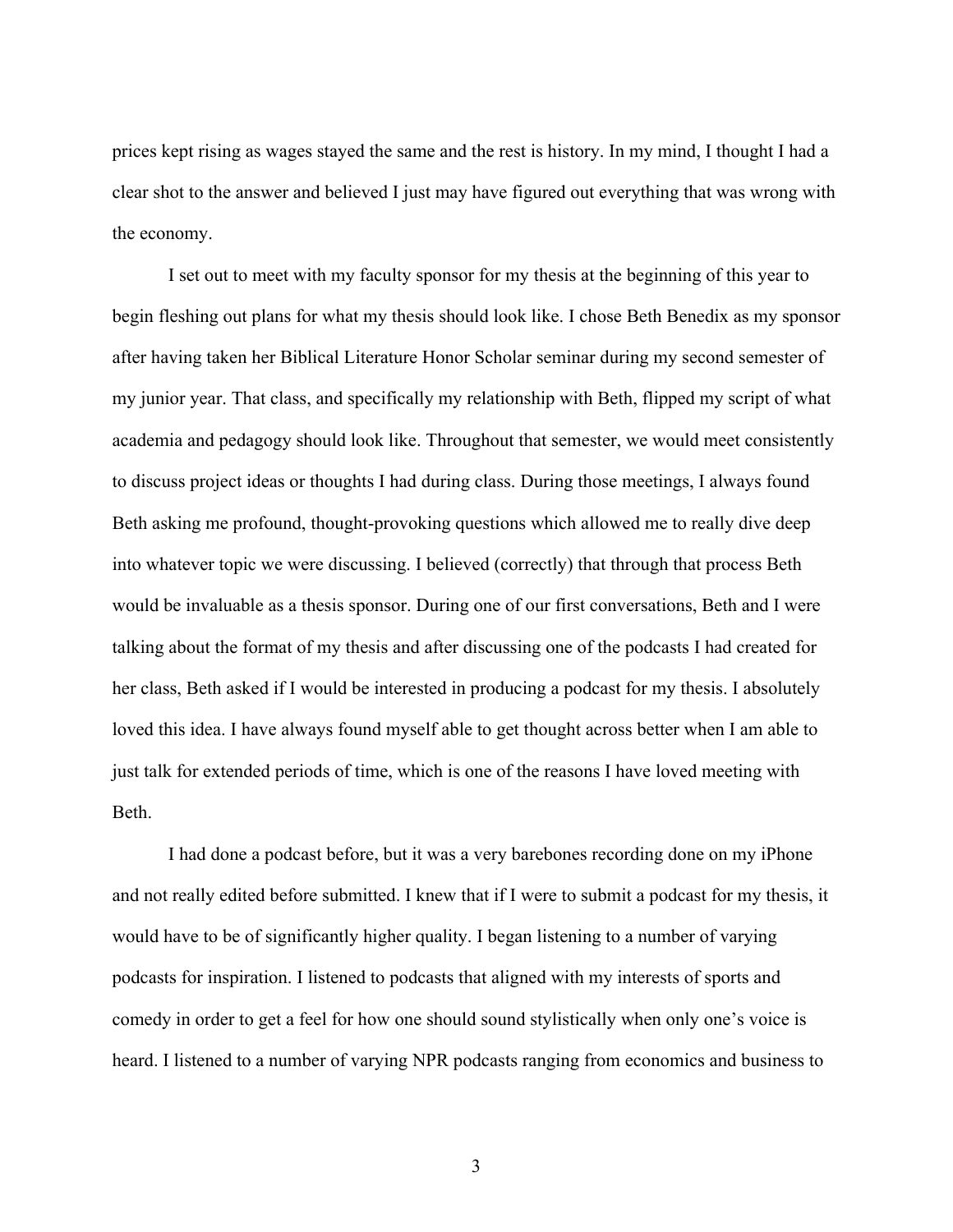prices kept rising as wages stayed the same and the rest is history. In my mind, I thought I had a clear shot to the answer and believed I just may have figured out everything that was wrong with the economy.

I set out to meet with my faculty sponsor for my thesis at the beginning of this year to begin fleshing out plans for what my thesis should look like. I chose Beth Benedix as my sponsor after having taken her Biblical Literature Honor Scholar seminar during my second semester of my junior year. That class, and specifically my relationship with Beth, flipped my script of what academia and pedagogy should look like. Throughout that semester, we would meet consistently to discuss project ideas or thoughts I had during class. During those meetings, I always found Beth asking me profound, thought-provoking questions which allowed me to really dive deep into whatever topic we were discussing. I believed (correctly) that through that process Beth would be invaluable as a thesis sponsor. During one of our first conversations, Beth and I were talking about the format of my thesis and after discussing one of the podcasts I had created for her class, Beth asked if I would be interested in producing a podcast for my thesis. I absolutely loved this idea. I have always found myself able to get thought across better when I am able to just talk for extended periods of time, which is one of the reasons I have loved meeting with Beth.

I had done a podcast before, but it was a very barebones recording done on my iPhone and not really edited before submitted. I knew that if I were to submit a podcast for my thesis, it would have to be of significantly higher quality. I began listening to a number of varying podcasts for inspiration. I listened to podcasts that aligned with my interests of sports and comedy in order to get a feel for how one should sound stylistically when only one's voice is heard. I listened to a number of varying NPR podcasts ranging from economics and business to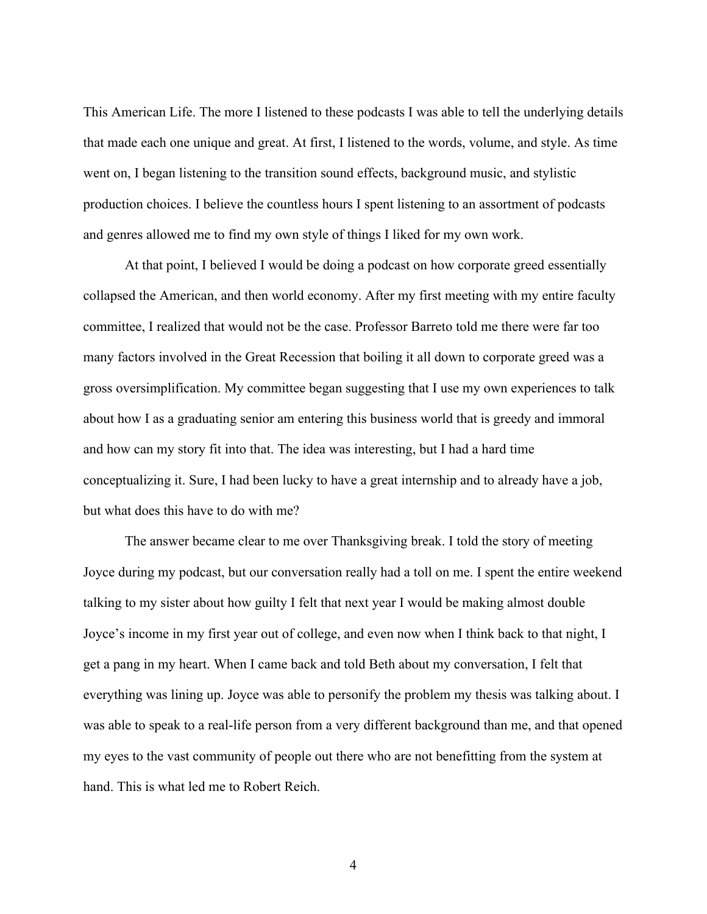This American Life. The more I listened to these podcasts I was able to tell the underlying details that made each one unique and great. At first, I listened to the words, volume, and style. As time went on, I began listening to the transition sound effects, background music, and stylistic production choices. I believe the countless hours I spent listening to an assortment of podcasts and genres allowed me to find my own style of things I liked for my own work.

At that point, I believed I would be doing a podcast on how corporate greed essentially collapsed the American, and then world economy. After my first meeting with my entire faculty committee, I realized that would not be the case. Professor Barreto told me there were far too many factors involved in the Great Recession that boiling it all down to corporate greed was a gross oversimplification. My committee began suggesting that I use my own experiences to talk about how I as a graduating senior am entering this business world that is greedy and immoral and how can my story fit into that. The idea was interesting, but I had a hard time conceptualizing it. Sure, I had been lucky to have a great internship and to already have a job, but what does this have to do with me?

The answer became clear to me over Thanksgiving break. I told the story of meeting Joyce during my podcast, but our conversation really had a toll on me. I spent the entire weekend talking to my sister about how guilty I felt that next year I would be making almost double Joyce's income in my first year out of college, and even now when I think back to that night, I get a pang in my heart. When I came back and told Beth about my conversation, I felt that everything was lining up. Joyce was able to personify the problem my thesis was talking about. I was able to speak to a real-life person from a very different background than me, and that opened my eyes to the vast community of people out there who are not benefitting from the system at hand. This is what led me to Robert Reich.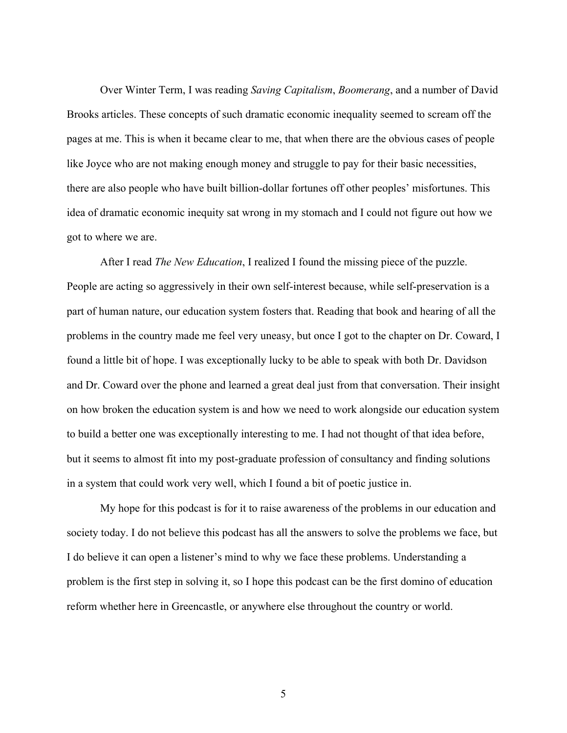Over Winter Term, I was reading *Saving Capitalism*, *Boomerang*, and a number of David Brooks articles. These concepts of such dramatic economic inequality seemed to scream off the pages at me. This is when it became clear to me, that when there are the obvious cases of people like Joyce who are not making enough money and struggle to pay for their basic necessities, there are also people who have built billion-dollar fortunes off other peoples' misfortunes. This idea of dramatic economic inequity sat wrong in my stomach and I could not figure out how we got to where we are.

After I read *The New Education*, I realized I found the missing piece of the puzzle. People are acting so aggressively in their own self-interest because, while self-preservation is a part of human nature, our education system fosters that. Reading that book and hearing of all the problems in the country made me feel very uneasy, but once I got to the chapter on Dr. Coward, I found a little bit of hope. I was exceptionally lucky to be able to speak with both Dr. Davidson and Dr. Coward over the phone and learned a great deal just from that conversation. Their insight on how broken the education system is and how we need to work alongside our education system to build a better one was exceptionally interesting to me. I had not thought of that idea before, but it seems to almost fit into my post-graduate profession of consultancy and finding solutions in a system that could work very well, which I found a bit of poetic justice in.

My hope for this podcast is for it to raise awareness of the problems in our education and society today. I do not believe this podcast has all the answers to solve the problems we face, but I do believe it can open a listener's mind to why we face these problems. Understanding a problem is the first step in solving it, so I hope this podcast can be the first domino of education reform whether here in Greencastle, or anywhere else throughout the country or world.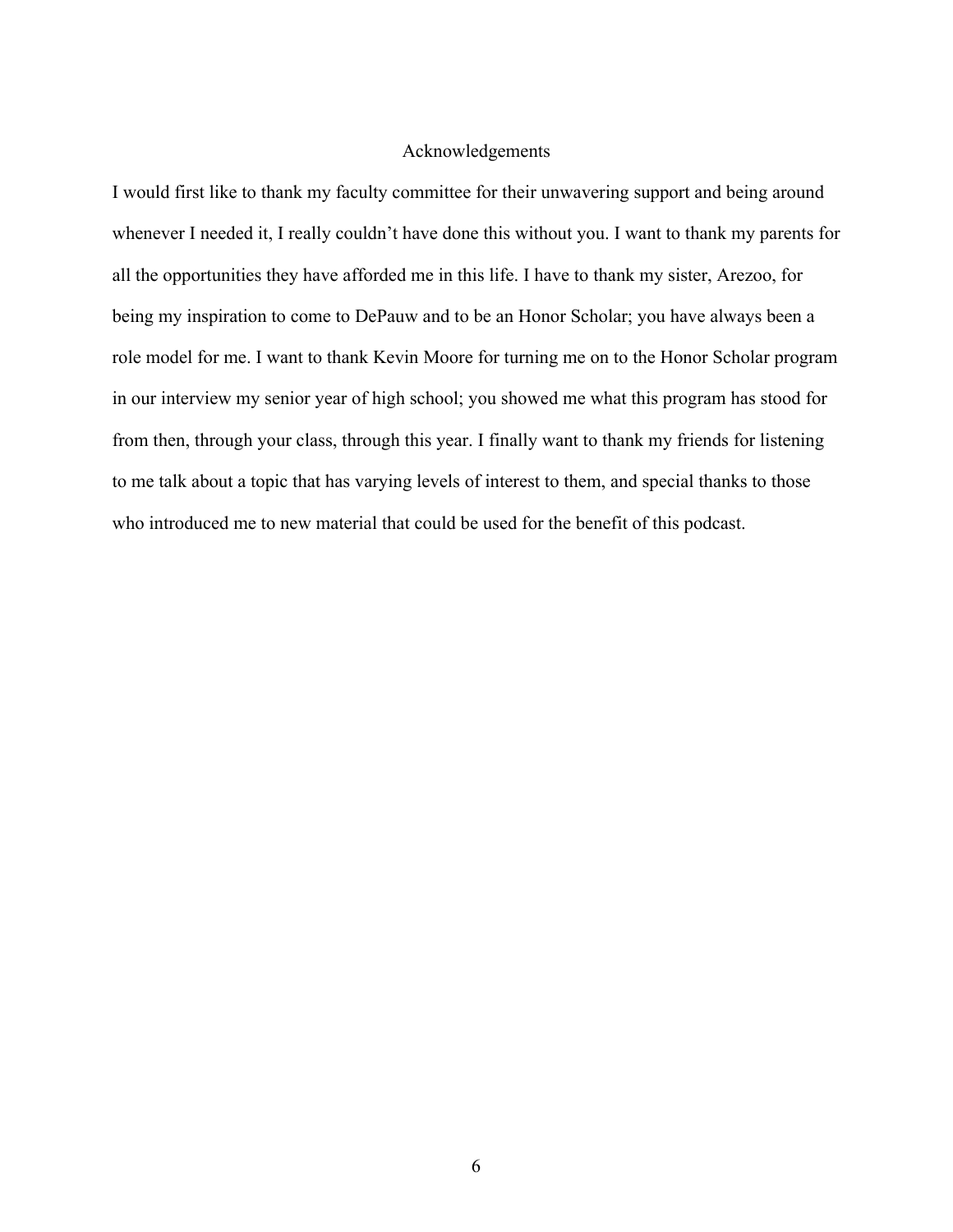# Acknowledgements

I would first like to thank my faculty committee for their unwavering support and being around whenever I needed it, I really couldn't have done this without you. I want to thank my parents for all the opportunities they have afforded me in this life. I have to thank my sister, Arezoo, for being my inspiration to come to DePauw and to be an Honor Scholar; you have always been a role model for me. I want to thank Kevin Moore for turning me on to the Honor Scholar program in our interview my senior year of high school; you showed me what this program has stood for from then, through your class, through this year. I finally want to thank my friends for listening to me talk about a topic that has varying levels of interest to them, and special thanks to those who introduced me to new material that could be used for the benefit of this podcast.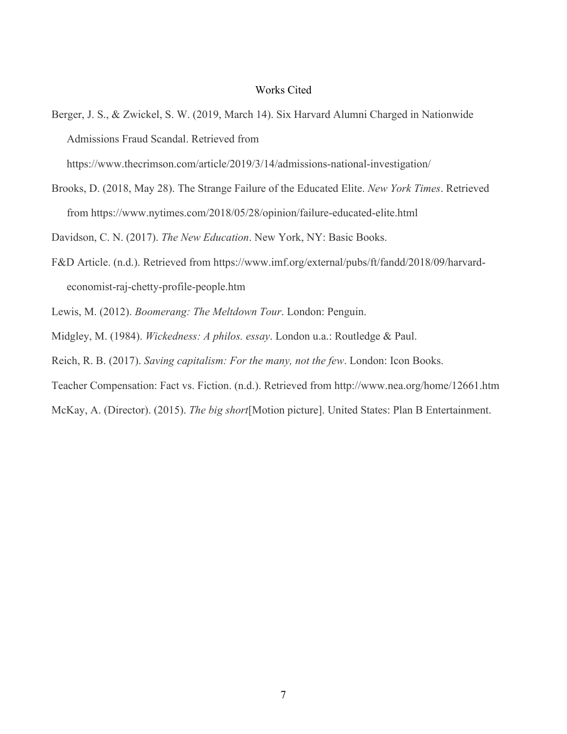# Works Cited

Berger, J. S., & Zwickel, S. W. (2019, March 14). Six Harvard Alumni Charged in Nationwide Admissions Fraud Scandal. Retrieved from https://www.thecrimson.com/article/2019/3/14/admissions-national-investigation/

Brooks, D. (2018, May 28). The Strange Failure of the Educated Elite. *New York Times*. Retrieved from https://www.nytimes.com/2018/05/28/opinion/failure-educated-elite.html

Davidson, C. N. (2017). *The New Education*. New York, NY: Basic Books.

F&D Article. (n.d.). Retrieved from https://www.imf.org/external/pubs/ft/fandd/2018/09/harvard-economist-raj-chetty-profile-people.htm

Lewis, M. (2012). *Boomerang: The Meltdown Tour*. London: Penguin.

Midgley, M. (1984). *Wickedness: A philos. essay*. London u.a.: Routledge & Paul.

Reich, R. B. (2017). *Saving capitalism: For the many, not the few*. London: Icon Books.

Teacher Compensation: Fact vs. Fiction. (n.d.). Retrieved from http://www.nea.org/home/12661.htm

McKay, A. (Director). (2015). *The big short*[Motion picture]. United States: Plan B Entertainment.